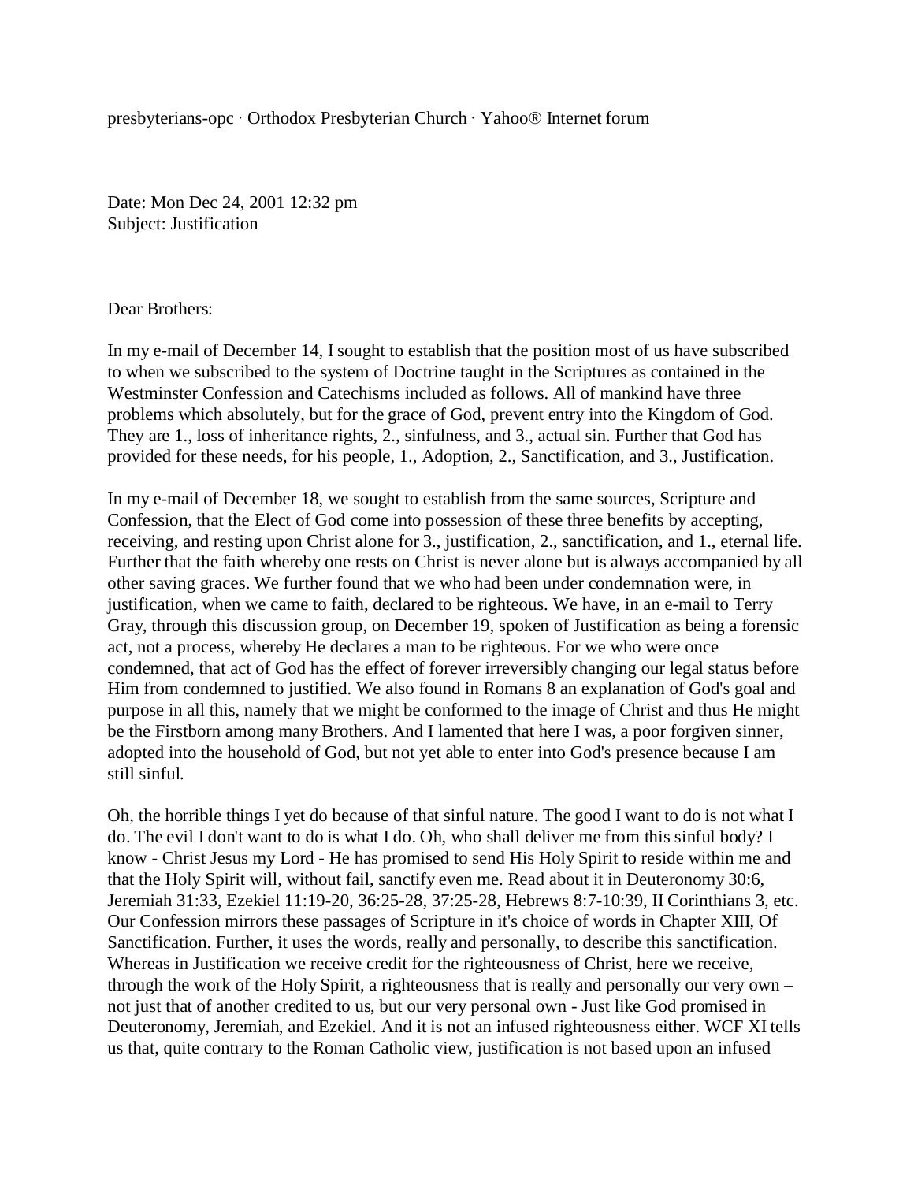presbyterians-opc · Orthodox Presbyterian Church · Yahoo® Internet forum

Date: Mon Dec 24, 2001 12:32 pm
Subject: Justification

Dear Brothers:

In my e-mail of December 14, I sought to establish that the position most of us have subscribed to when we subscribed to the system of Doctrine taught in the Scriptures as contained in the Westminster Confession and Catechisms included as follows. All of mankind have three problems which absolutely, but for the grace of God, prevent entry into the Kingdom of God. They are 1., loss of inheritance rights, 2., sinfulness, and 3., actual sin. Further that God has provided for these needs, for his people, 1., Adoption, 2., Sanctification, and 3., Justification.

In my e-mail of December 18, we sought to establish from the same sources, Scripture and Confession, that the Elect of God come into possession of these three benefits by accepting, receiving, and resting upon Christ alone for 3., justification, 2., sanctification, and 1., eternal life. Further that the faith whereby one rests on Christ is never alone but is always accompanied by all other saving graces. We further found that we who had been under condemnation were, in justification, when we came to faith, declared to be righteous. We have, in an e-mail to Terry Gray, through this discussion group, on December 19, spoken of Justification as being a forensic act, not a process, whereby He declares a man to be righteous. For we who were once condemned, that act of God has the effect of forever irreversibly changing our legal status before Him from condemned to justified. We also found in Romans 8 an explanation of God's goal and purpose in all this, namely that we might be conformed to the image of Christ and thus He might be the Firstborn among many Brothers. And I lamented that here I was, a poor forgiven sinner, adopted into the household of God, but not yet able to enter into God's presence because I am still sinful.

Oh, the horrible things I yet do because of that sinful nature. The good I want to do is not what I do. The evil I don't want to do is what I do. Oh, who shall deliver me from this sinful body? I know - Christ Jesus my Lord - He has promised to send His Holy Spirit to reside within me and that the Holy Spirit will, without fail, sanctify even me. Read about it in Deuteronomy 30:6, Jeremiah 31:33, Ezekiel 11:19-20, 36:25-28, 37:25-28, Hebrews 8:7-10:39, II Corinthians 3, etc. Our Confession mirrors these passages of Scripture in it's choice of words in Chapter XIII, Of Sanctification. Further, it uses the words, really and personally, to describe this sanctification. Whereas in Justification we receive credit for the righteousness of Christ, here we receive, through the work of the Holy Spirit, a righteousness that is really and personally our very own – not just that of another credited to us, but our very personal own - Just like God promised in Deuteronomy, Jeremiah, and Ezekiel. And it is not an infused righteousness either. WCF XI tells us that, quite contrary to the Roman Catholic view, justification is not based upon an infused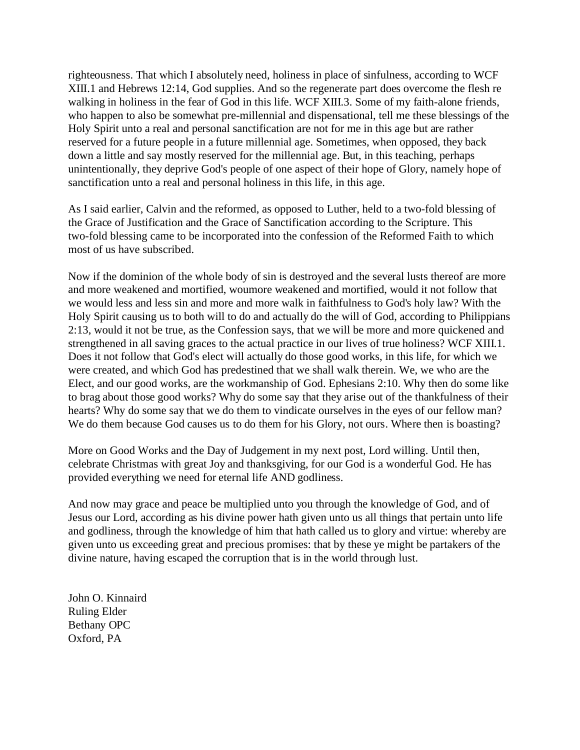righteousness. That which I absolutely need, holiness in place of sinfulness, according to WCF XIII.1 and Hebrews 12:14, God supplies. And so the regenerate part does overcome the flesh re walking in holiness in the fear of God in this life. WCF XIII.3. Some of my faith-alone friends, who happen to also be somewhat pre-millennial and dispensational, tell me these blessings of the Holy Spirit unto a real and personal sanctification are not for me in this age but are rather reserved for a future people in a future millennial age. Sometimes, when opposed, they back down a little and say mostly reserved for the millennial age. But, in this teaching, perhaps unintentionally, they deprive God's people of one aspect of their hope of Glory, namely hope of sanctification unto a real and personal holiness in this life, in this age.

As I said earlier, Calvin and the reformed, as opposed to Luther, held to a two-fold blessing of the Grace of Justification and the Grace of Sanctification according to the Scripture. This two-fold blessing came to be incorporated into the confession of the Reformed Faith to which most of us have subscribed.

Now if the dominion of the whole body of sin is destroyed and the several lusts thereof are more and more weakened and mortified, woumore weakened and mortified, would it not follow that we would less and less sin and more and more walk in faithfulness to God's holy law? With the Holy Spirit causing us to both will to do and actually do the will of God, according to Philippians 2:13, would it not be true, as the Confession says, that we will be more and more quickened and strengthened in all saving graces to the actual practice in our lives of true holiness? WCF XIII.1. Does it not follow that God's elect will actually do those good works, in this life, for which we were created, and which God has predestined that we shall walk therein. We, we who are the Elect, and our good works, are the workmanship of God. Ephesians 2:10. Why then do some like to brag about those good works? Why do some say that they arise out of the thankfulness of their hearts? Why do some say that we do them to vindicate ourselves in the eyes of our fellow man? We do them because God causes us to do them for his Glory, not ours. Where then is boasting?

More on Good Works and the Day of Judgement in my next post, Lord willing. Until then, celebrate Christmas with great Joy and thanksgiving, for our God is a wonderful God. He has provided everything we need for eternal life AND godliness.

And now may grace and peace be multiplied unto you through the knowledge of God, and of Jesus our Lord, according as his divine power hath given unto us all things that pertain unto life and godliness, through the knowledge of him that hath called us to glory and virtue: whereby are given unto us exceeding great and precious promises: that by these ye might be partakers of the divine nature, having escaped the corruption that is in the world through lust.

John O. Kinnaird
Ruling Elder
Bethany OPC
Oxford, PA